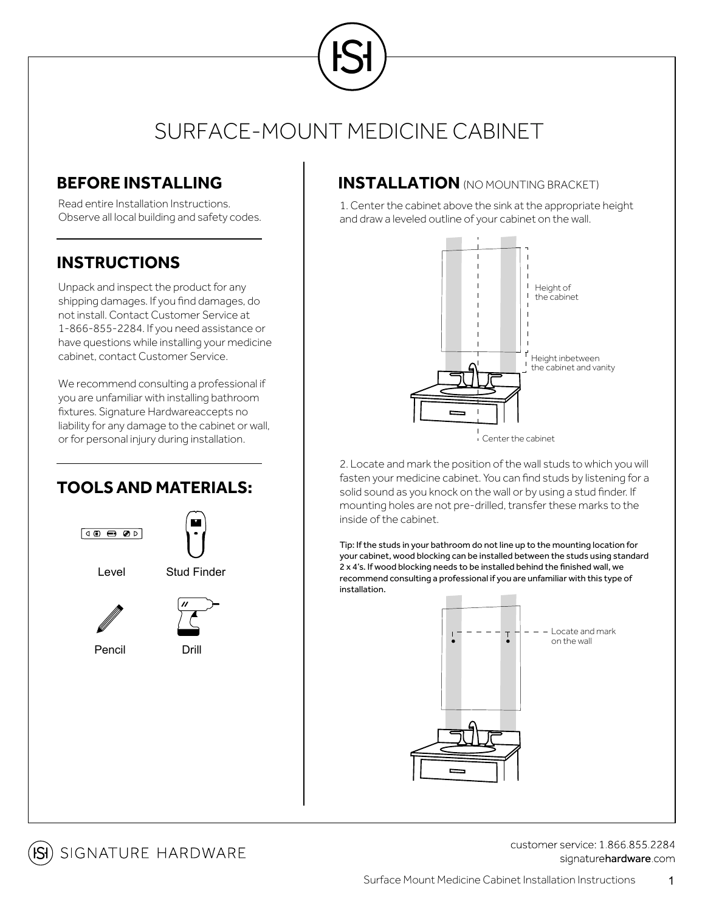# SURFACE-MOUNT MEDICINE CABINET

## BEFORE INSTALLING

Read entire Installation Instructions.
Observe all local building and safety codes.

## INSTRUCTIONS

Unpack and inspect the product for any shipping damages. If you find damages, do not install. Contact Customer Service at 1-866-855-2284. If you need assistance or have questions while installing your medicine cabinet, contact Customer Service.

We recommend consulting a professional if you are unfamiliar with installing bathroom fixtures. Signature Hardwareaccepts no liability for any damage to the cabinet or wall, or for personal injury during installation.

## TOOLS AND MATERIALS:

Level

Stud Finder

Pencil

Drill

## INSTALLATION (NO MOUNTING BRACKET)

1. Center the cabinet above the sink at the appropriate height and draw a leveled outline of your cabinet on the wall.

Height of the cabinet

Height inbetween the cabinet and vanity

Center the cabinet

2. Locate and mark the position of the wall studs to which you will fasten your medicine cabinet. You can find studs by listening for a solid sound as you knock on the wall or by using a stud finder. If mounting holes are not pre-drilled, transfer these marks to the inside of the cabinet.

Tip: If the studs in your bathroom do not line up to the mounting location for your cabinet, wood blocking can be installed between the studs using standard 2 x 4's. If wood blocking needs to be installed behind the finished wall, we recommend consulting a professional if you are unfamiliar with this type of installation.

Locate and mark on the wall

SIGNATURE HARDWARE

customer service: 1.866.855.2284
signaturehardware.com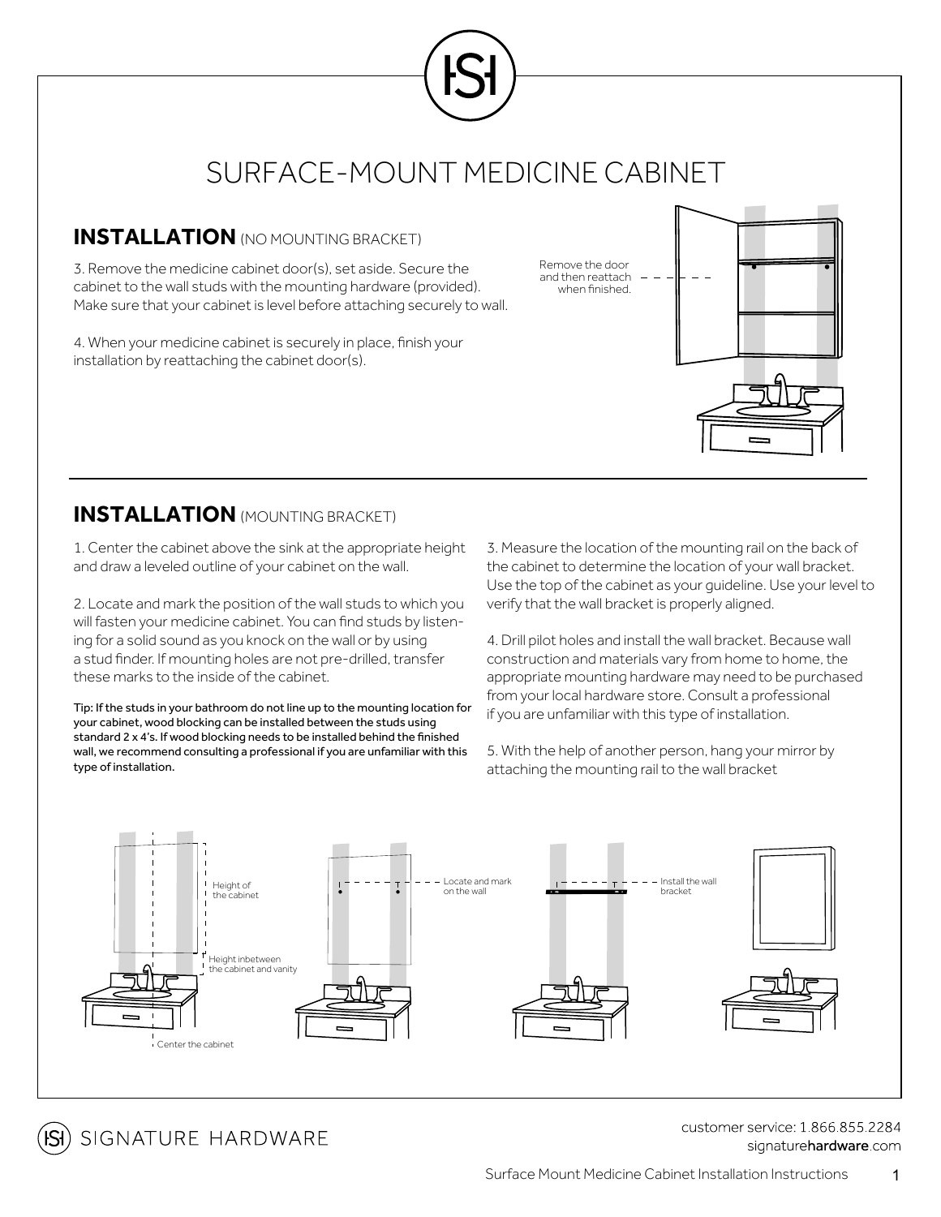# SURFACE-MOUNT MEDICINE CABINET

## INSTALLATION (NO MOUNTING BRACKET)

3. Remove the medicine cabinet door(s), set aside. Secure the cabinet to the wall studs with the mounting hardware (provided). Make sure that your cabinet is level before attaching securely to wall.

4. When your medicine cabinet is securely in place, finish your installation by reattaching the cabinet door(s).

Remove the door and then reattach when finished.

## INSTALLATION (MOUNTING BRACKET)

1. Center the cabinet above the sink at the appropriate height and draw a leveled outline of your cabinet on the wall.

2. Locate and mark the position of the wall studs to which you will fasten your medicine cabinet. You can find studs by listening for a solid sound as you knock on the wall or by using a stud finder. If mounting holes are not pre-drilled, transfer these marks to the inside of the cabinet.

Tip: If the studs in your bathroom do not line up to the mounting location for your cabinet, wood blocking can be installed between the studs using standard 2 x 4's. If wood blocking needs to be installed behind the finished wall, we recommend consulting a professional if you are unfamiliar with this type of installation.

3. Measure the location of the mounting rail on the back of the cabinet to determine the location of your wall bracket. Use the top of the cabinet as your guideline. Use your level to verify that the wall bracket is properly aligned.

4. Drill pilot holes and install the wall bracket. Because wall construction and materials vary from home to home, the appropriate mounting hardware may need to be purchased from your local hardware store. Consult a professional if you are unfamiliar with this type of installation.

5. With the help of another person, hang your mirror by attaching the mounting rail to the wall bracket

Height of the cabinet

Height inbetween the cabinet and vanity

Center the cabinet

Locate and mark on the wall

Install the wall bracket

SIGNATURE HARDWARE

customer service: 1.866.855.2284
signaturehardware.com